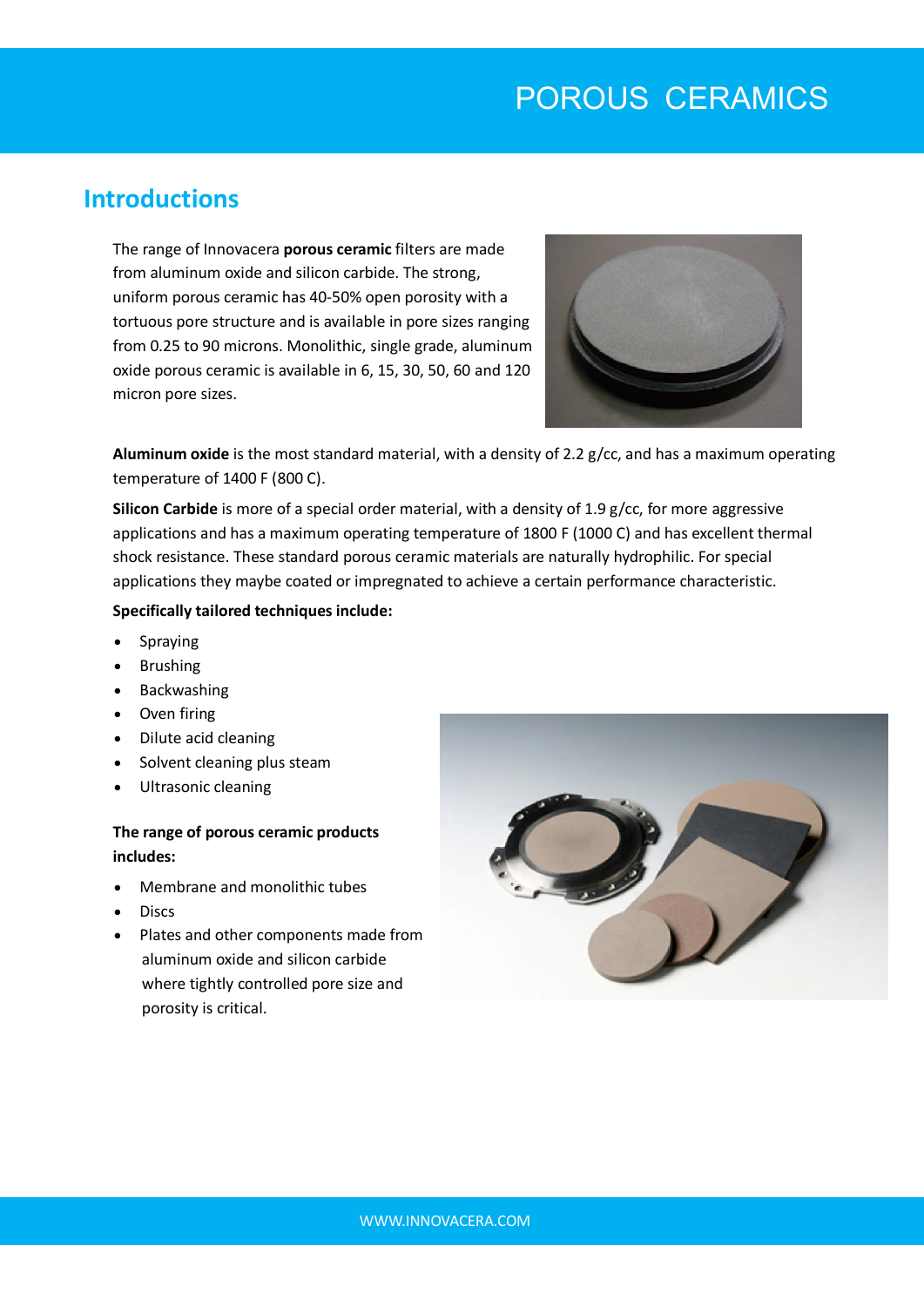# POROUS CERAMICS

## Introductions

The range of Innovacera **porous ceramic** filters are made from aluminum oxide and silicon carbide. The strong, uniform porous ceramic has 40-50% open porosity with a tortuous pore structure and is available in pore sizes ranging from 0.25 to 90 microns. Monolithic, single grade, aluminum oxide porous ceramic is available in 6, 15, 30, 50, 60 and 120 micron pore sizes.

**Aluminum oxide** is the most standard material, with a density of 2.2 g/cc, and has a maximum operating temperature of 1400 F (800 C).

**Silicon Carbide** is more of a special order material, with a density of 1.9 g/cc, for more aggressive applications and has a maximum operating temperature of 1800 F (1000 C) and has excellent thermal shock resistance. These standard porous ceramic materials are naturally hydrophilic. For special applications they maybe coated or impregnated to achieve a certain performance characteristic.

**Specifically tailored techniques include:**

- Spraying
- Brushing
- Backwashing
- Oven firing
- Dilute acid cleaning
- Solvent cleaning plus steam
- Ultrasonic cleaning

**The range of porous ceramic products includes:**

- Membrane and monolithic tubes
- Discs
- Plates and other components made from aluminum oxide and silicon carbide where tightly controlled pore size and porosity is critical.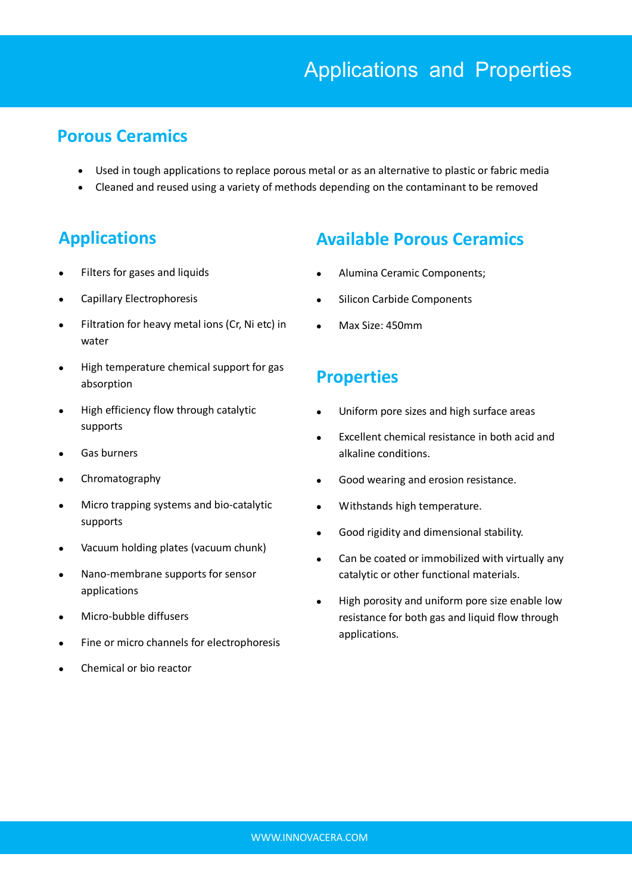# Applications and Properties

## Porous Ceramics

- Used in tough applications to replace porous metal or as an alternative to plastic or fabric media
- Cleaned and reused using a variety of methods depending on the contaminant to be removed

## Applications

- Filters for gases and liquids
- Capillary Electrophoresis
- Filtration for heavy metal ions (Cr, Ni etc) in water
- High temperature chemical support for gas absorption
- High efficiency flow through catalytic supports
- Gas burners
- Chromatography
- Micro trapping systems and bio-catalytic supports
- Vacuum holding plates (vacuum chunk)
- Nano-membrane supports for sensor applications
- Micro-bubble diffusers
- Fine or micro channels for electrophoresis
- Chemical or bio reactor

## Available Porous Ceramics

- Alumina Ceramic Components;
- Silicon Carbide Components
- Max Size: 450mm

## Properties

- Uniform pore sizes and high surface areas
- Excellent chemical resistance in both acid and alkaline conditions.
- Good wearing and erosion resistance.
- Withstands high temperature.
- Good rigidity and dimensional stability.
- Can be coated or immobilized with virtually any catalytic or other functional materials.
- High porosity and uniform pore size enable low resistance for both gas and liquid flow through applications.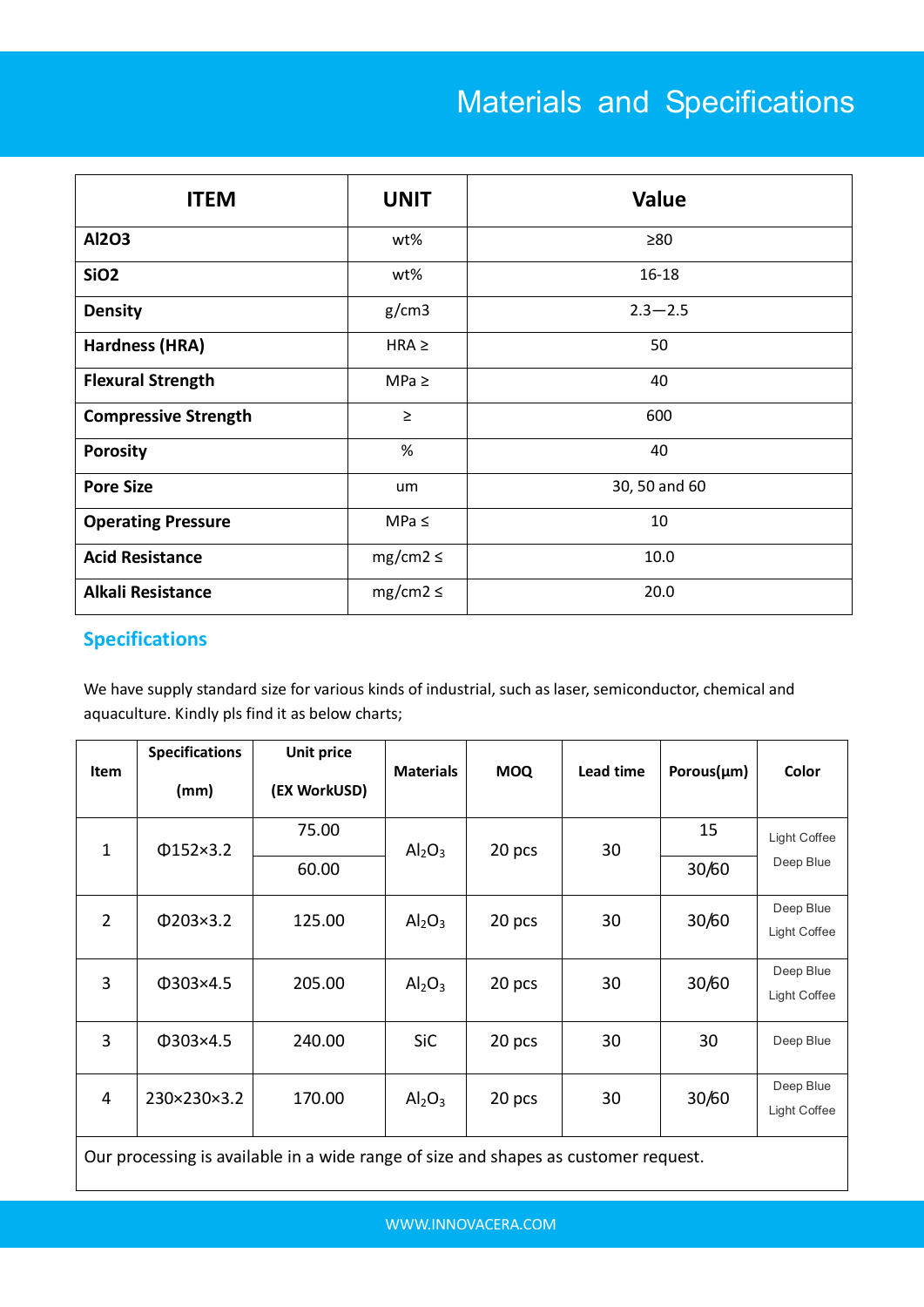# Materials and Specifications

| ITEM | UNIT | Value |
|---|---|---|
| **Al2O3** | wt% | ≥80 |
| **SiO2** | wt% | 16-18 |
| **Density** | g/cm3 | 2.3—2.5 |
| **Hardness (HRA)** | HRA ≥ | 50 |
| **Flexural Strength** | MPa ≥ | 40 |
| **Compressive Strength** | ≥ | 600 |
| **Porosity** | % | 40 |
| **Pore Size** | um | 30, 50 and 60 |
| **Operating Pressure** | MPa ≤ | 10 |
| **Acid Resistance** | mg/cm2 ≤ | 10.0 |
| **Alkali Resistance** | mg/cm2 ≤ | 20.0 |

## Specifications

We have supply standard size for various kinds of industrial, such as laser, semiconductor, chemical and aquaculture. Kindly pls find it as below charts;

| Item | Specifications (mm) | Unit price (EX WorkUSD) | Materials | MOQ | Lead time | Porous(μm) | Color |
|---|---|---|---|---|---|---|---|
| 1 | Φ152×3.2 | 75.00 | $Al_2O_3$ | 20 pcs | 30 | 15 | Light Coffee Deep Blue |
| | | 60.00 | | | | 30/60 | |
| 2 | Φ203×3.2 | 125.00 | $Al_2O_3$ | 20 pcs | 30 | 30/60 | Deep Blue Light Coffee |
| 3 | Φ303×4.5 | 205.00 | $Al_2O_3$ | 20 pcs | 30 | 30/60 | Deep Blue Light Coffee |
| 3 | Φ303×4.5 | 240.00 | SiC | 20 pcs | 30 | 30 | Deep Blue |
| 4 | 230×230×3.2 | 170.00 | $Al_2O_3$ | 20 pcs | 30 | 30/60 | Deep Blue Light Coffee |
| Our processing is available in a wide range of size and shapes as customer request. | | | | | | | |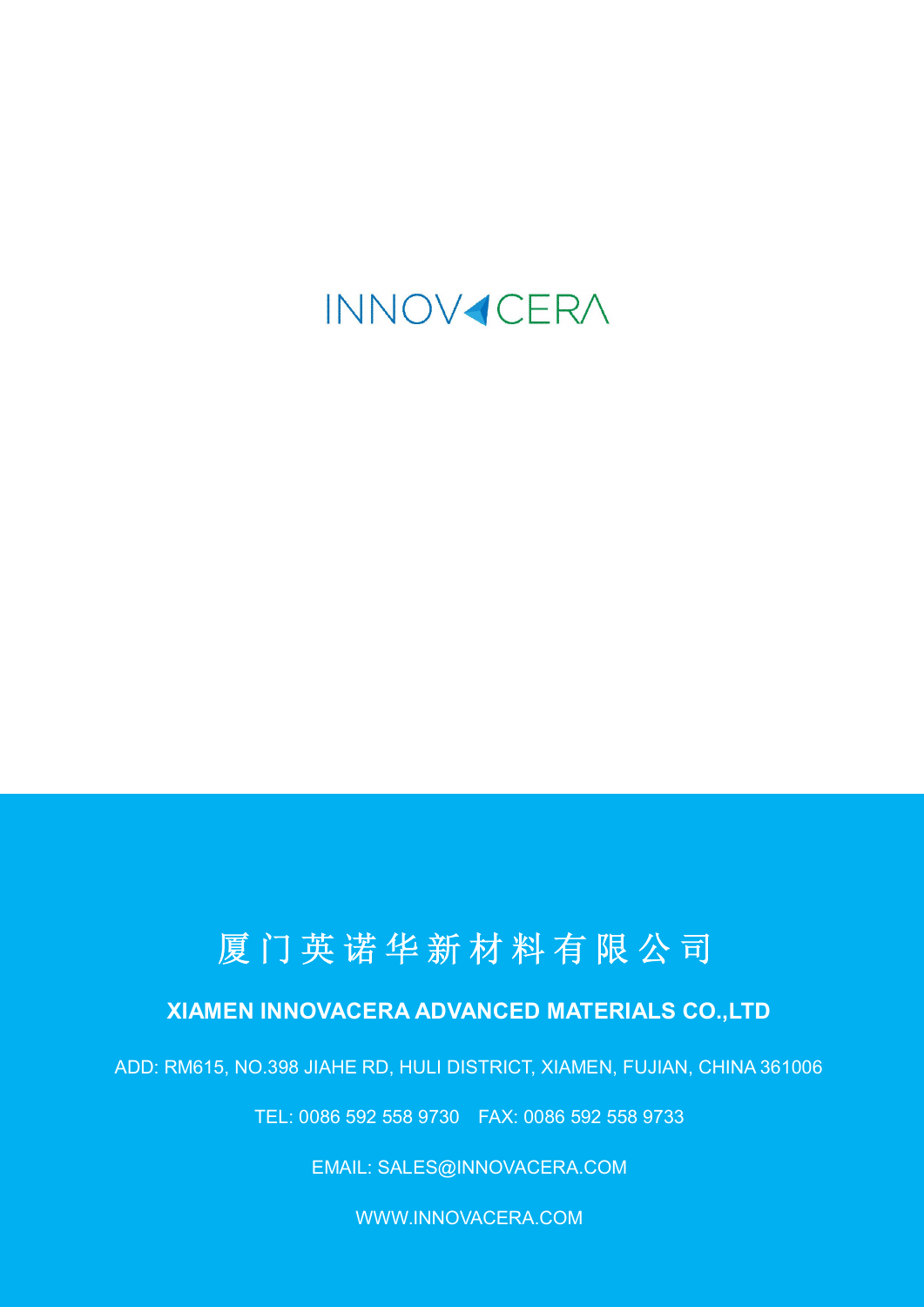INNOVACERA

厦门英诺华新材料有限公司

**XIAMEN INNOVACERA ADVANCED MATERIALS CO.,LTD**

ADD: RM615, NO.398 JIAHE RD, HULI DISTRICT, XIAMEN, FUJIAN, CHINA 361006

TEL: 0086 592 558 9730    FAX: 0086 592 558 9733

EMAIL: SALES@INNOVACERA.COM

WWW.INNOVACERA.COM